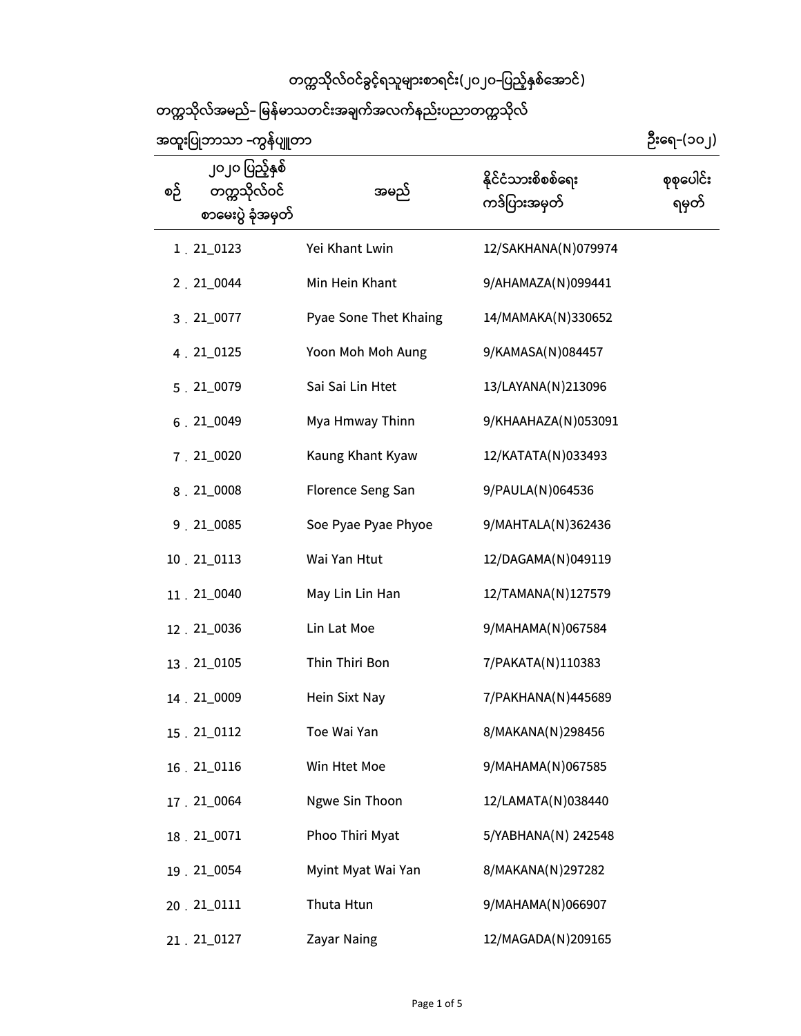# တက္ကသိုလ်ဝင်ခွင့်ရသူများစာရင်း(၂၀၂၀-ပြည့်နှစ်အောင်)

တက္ကသိုလ်အမည်- မြန်မာသတင်းအချက်အလက်နည်းပညာတက္ကသိုလ်

အထူးပြုဘာသာ -ကွန်ပျူတာ | ဦးရေ-(၁၀၂)

| စဉ် | ၂၀၂၀ ပြည့်နှစ် တက္ကသိုလ်ဝင် စာမေးပွဲ ခုံအမှတ် | အမည် | နိုင်ငံသားစိစစ်ရေး ကဒ်ပြားအမှတ် | စုစုပေါင်း ရမှတ် |
|---|---|---|---|---|
| 1 . | 21_0123 | Yei Khant Lwin | 12/SAKHANA(N)079974 | |
| 2 . | 21_0044 | Min Hein Khant | 9/AHAMAZA(N)099441 | |
| 3 . | 21_0077 | Pyae Sone Thet Khaing | 14/MAMAKA(N)330652 | |
| 4 . | 21_0125 | Yoon Moh Moh Aung | 9/KAMASA(N)084457 | |
| 5 . | 21_0079 | Sai Sai Lin Htet | 13/LAYANA(N)213096 | |
| 6 . | 21_0049 | Mya Hmway Thinn | 9/KHAAHAZA(N)053091 | |
| 7 . | 21_0020 | Kaung Khant Kyaw | 12/KATATA(N)033493 | |
| 8 . | 21_0008 | Florence Seng San | 9/PAULA(N)064536 | |
| 9 . | 21_0085 | Soe Pyae Pyae Phyoe | 9/MAHTALA(N)362436 | |
| 10 . | 21_0113 | Wai Yan Htut | 12/DAGAMA(N)049119 | |
| 11 . | 21_0040 | May Lin Lin Han | 12/TAMANA(N)127579 | |
| 12 . | 21_0036 | Lin Lat Moe | 9/MAHAMA(N)067584 | |
| 13 . | 21_0105 | Thin Thiri Bon | 7/PAKATA(N)110383 | |
| 14 . | 21_0009 | Hein Sixt Nay | 7/PAKHANA(N)445689 | |
| 15 . | 21_0112 | Toe Wai Yan | 8/MAKANA(N)298456 | |
| 16 . | 21_0116 | Win Htet Moe | 9/MAHAMA(N)067585 | |
| 17 . | 21_0064 | Ngwe Sin Thoon | 12/LAMATA(N)038440 | |
| 18 . | 21_0071 | Phoo Thiri Myat | 5/YABHANA(N) 242548 | |
| 19 . | 21_0054 | Myint Myat Wai Yan | 8/MAKANA(N)297282 | |
| 20 . | 21_0111 | Thuta Htun | 9/MAHAMA(N)066907 | |
| 21 . | 21_0127 | Zayar Naing | 12/MAGADA(N)209165 | |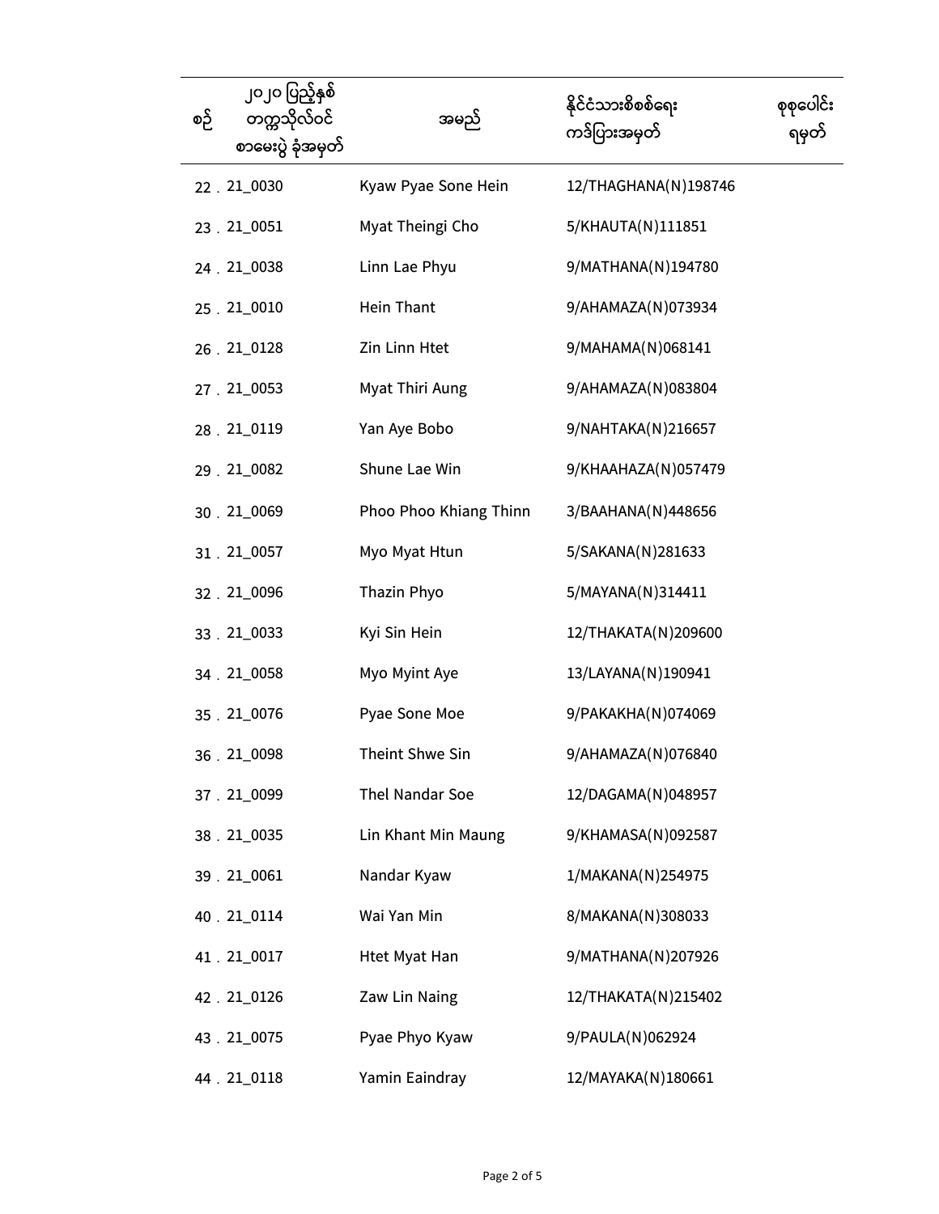| စဉ် | ၂၀၂၀ ပြည့်နှစ် တက္ကသိုလ်ဝင် စာမေးပွဲ ခုံအမှတ် | အမည် | နိုင်ငံသားစိစစ်ရေး ကဒ်ပြားအမှတ် | စုစုပေါင်း ရမှတ် |
|---|---|---|---|---|
| 22 . | 21_0030 | Kyaw Pyae Sone Hein | 12/THAGHANA(N)198746 | |
| 23 . | 21_0051 | Myat Theingi Cho | 5/KHAUTA(N)111851 | |
| 24 . | 21_0038 | Linn Lae Phyu | 9/MATHANA(N)194780 | |
| 25 . | 21_0010 | Hein Thant | 9/AHAMAZA(N)073934 | |
| 26 . | 21_0128 | Zin Linn Htet | 9/MAHAMA(N)068141 | |
| 27 . | 21_0053 | Myat Thiri Aung | 9/AHAMAZA(N)083804 | |
| 28 . | 21_0119 | Yan Aye Bobo | 9/NAHTAKA(N)216657 | |
| 29 . | 21_0082 | Shune Lae Win | 9/KHAAHAZA(N)057479 | |
| 30 . | 21_0069 | Phoo Phoo Khiang Thinn | 3/BAAHANA(N)448656 | |
| 31 . | 21_0057 | Myo Myat Htun | 5/SAKANA(N)281633 | |
| 32 . | 21_0096 | Thazin Phyo | 5/MAYANA(N)314411 | |
| 33 . | 21_0033 | Kyi Sin Hein | 12/THAKATA(N)209600 | |
| 34 . | 21_0058 | Myo Myint Aye | 13/LAYANA(N)190941 | |
| 35 . | 21_0076 | Pyae Sone Moe | 9/PAKAKHA(N)074069 | |
| 36 . | 21_0098 | Theint Shwe Sin | 9/AHAMAZA(N)076840 | |
| 37 . | 21_0099 | Thel Nandar Soe | 12/DAGAMA(N)048957 | |
| 38 . | 21_0035 | Lin Khant Min Maung | 9/KHAMASA(N)092587 | |
| 39 . | 21_0061 | Nandar Kyaw | 1/MAKANA(N)254975 | |
| 40 . | 21_0114 | Wai Yan Min | 8/MAKANA(N)308033 | |
| 41 . | 21_0017 | Htet Myat Han | 9/MATHANA(N)207926 | |
| 42 . | 21_0126 | Zaw Lin Naing | 12/THAKATA(N)215402 | |
| 43 . | 21_0075 | Pyae Phyo Kyaw | 9/PAULA(N)062924 | |
| 44 . | 21_0118 | Yamin Eaindray | 12/MAYAKA(N)180661 | |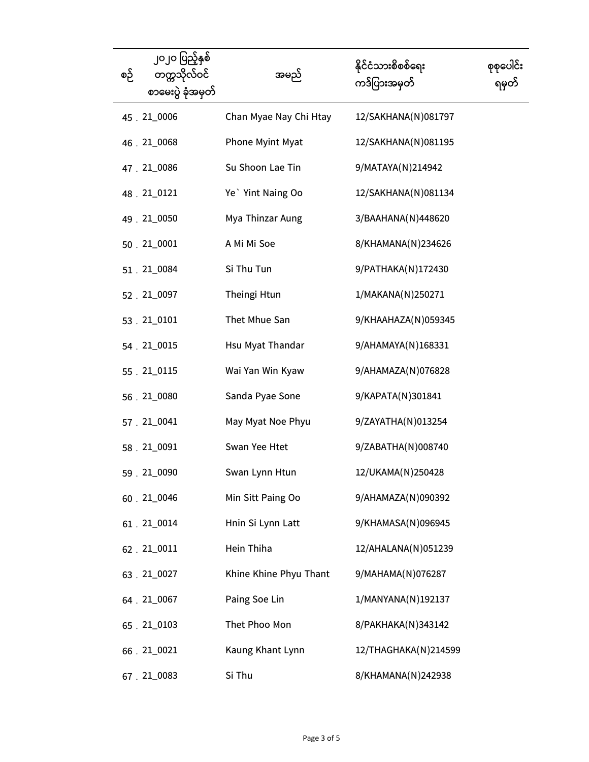| စဉ် | ၂၀၂၀ ပြည့်နှစ် တက္ကသိုလ်ဝင် စာမေးပွဲ ခုံအမှတ် | အမည် | နိုင်ငံသားစိစစ်ရေး ကဒ်ပြားအမှတ် | စုစုပေါင်း ရမှတ် |
|---|---|---|---|---|
| 45 . | 21_0006 | Chan Myae Nay Chi Htay | 12/SAKHANA(N)081797 | |
| 46 . | 21_0068 | Phone Myint Myat | 12/SAKHANA(N)081195 | |
| 47 . | 21_0086 | Su Shoon Lae Tin | 9/MATAYA(N)214942 | |
| 48 . | 21_0121 | Ye` Yint Naing Oo | 12/SAKHANA(N)081134 | |
| 49 . | 21_0050 | Mya Thinzar Aung | 3/BAAHANA(N)448620 | |
| 50 . | 21_0001 | A Mi Mi Soe | 8/KHAMANA(N)234626 | |
| 51 . | 21_0084 | Si Thu Tun | 9/PATHAKA(N)172430 | |
| 52 . | 21_0097 | Theingi Htun | 1/MAKANA(N)250271 | |
| 53 . | 21_0101 | Thet Mhue San | 9/KHAAHAZA(N)059345 | |
| 54 . | 21_0015 | Hsu Myat Thandar | 9/AHAMAYA(N)168331 | |
| 55 . | 21_0115 | Wai Yan Win Kyaw | 9/AHAMAZA(N)076828 | |
| 56 . | 21_0080 | Sanda Pyae Sone | 9/KAPATA(N)301841 | |
| 57 . | 21_0041 | May Myat Noe Phyu | 9/ZAYATHA(N)013254 | |
| 58 . | 21_0091 | Swan Yee Htet | 9/ZABATHA(N)008740 | |
| 59 . | 21_0090 | Swan Lynn Htun | 12/UKAMA(N)250428 | |
| 60 . | 21_0046 | Min Sitt Paing Oo | 9/AHAMAZA(N)090392 | |
| 61 . | 21_0014 | Hnin Si Lynn Latt | 9/KHAMASA(N)096945 | |
| 62 . | 21_0011 | Hein Thiha | 12/AHALANA(N)051239 | |
| 63 . | 21_0027 | Khine Khine Phyu Thant | 9/MAHAMA(N)076287 | |
| 64 . | 21_0067 | Paing Soe Lin | 1/MANYANA(N)192137 | |
| 65 . | 21_0103 | Thet Phoo Mon | 8/PAKHAKA(N)343142 | |
| 66 . | 21_0021 | Kaung Khant Lynn | 12/THAGHAKA(N)214599 | |
| 67 . | 21_0083 | Si Thu | 8/KHAMANA(N)242938 | |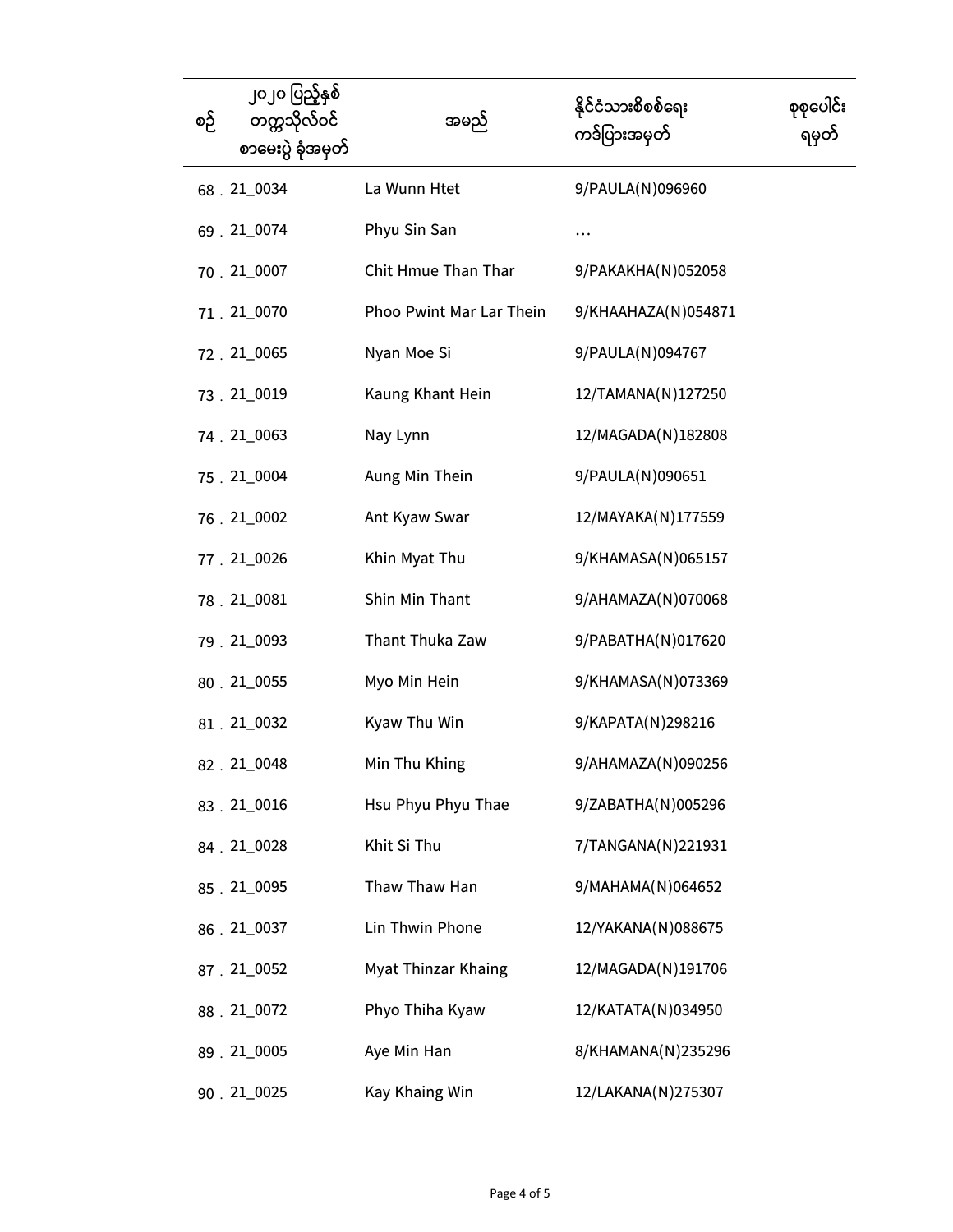| စဉ် | ၂၀၂၀ ပြည့်နှစ် တက္ကသိုလ်ဝင် စာမေးပွဲ ခုံအမှတ် | အမည် | နိုင်ငံသားစိစစ်ရေး ကဒ်ပြားအမှတ် | စုစုပေါင်း ရမှတ် |
|---|---|---|---|---|
| 68 . | 21_0034 | La Wunn Htet | 9/PAULA(N)096960 | |
| 69 . | 21_0074 | Phyu Sin San | ... | |
| 70 . | 21_0007 | Chit Hmue Than Thar | 9/PAKAKHA(N)052058 | |
| 71 . | 21_0070 | Phoo Pwint Mar Lar Thein | 9/KHAAHAZA(N)054871 | |
| 72 . | 21_0065 | Nyan Moe Si | 9/PAULA(N)094767 | |
| 73 . | 21_0019 | Kaung Khant Hein | 12/TAMANA(N)127250 | |
| 74 . | 21_0063 | Nay Lynn | 12/MAGADA(N)182808 | |
| 75 . | 21_0004 | Aung Min Thein | 9/PAULA(N)090651 | |
| 76 . | 21_0002 | Ant Kyaw Swar | 12/MAYAKA(N)177559 | |
| 77 . | 21_0026 | Khin Myat Thu | 9/KHAMASA(N)065157 | |
| 78 . | 21_0081 | Shin Min Thant | 9/AHAMAZA(N)070068 | |
| 79 . | 21_0093 | Thant Thuka Zaw | 9/PABATHA(N)017620 | |
| 80 . | 21_0055 | Myo Min Hein | 9/KHAMASA(N)073369 | |
| 81 . | 21_0032 | Kyaw Thu Win | 9/KAPATA(N)298216 | |
| 82 . | 21_0048 | Min Thu Khing | 9/AHAMAZA(N)090256 | |
| 83 . | 21_0016 | Hsu Phyu Phyu Thae | 9/ZABATHA(N)005296 | |
| 84 . | 21_0028 | Khit Si Thu | 7/TANGANA(N)221931 | |
| 85 . | 21_0095 | Thaw Thaw Han | 9/MAHAMA(N)064652 | |
| 86 . | 21_0037 | Lin Thwin Phone | 12/YAKANA(N)088675 | |
| 87 . | 21_0052 | Myat Thinzar Khaing | 12/MAGADA(N)191706 | |
| 88 . | 21_0072 | Phyo Thiha Kyaw | 12/KATATA(N)034950 | |
| 89 . | 21_0005 | Aye Min Han | 8/KHAMANA(N)235296 | |
| 90 . | 21_0025 | Kay Khaing Win | 12/LAKANA(N)275307 | |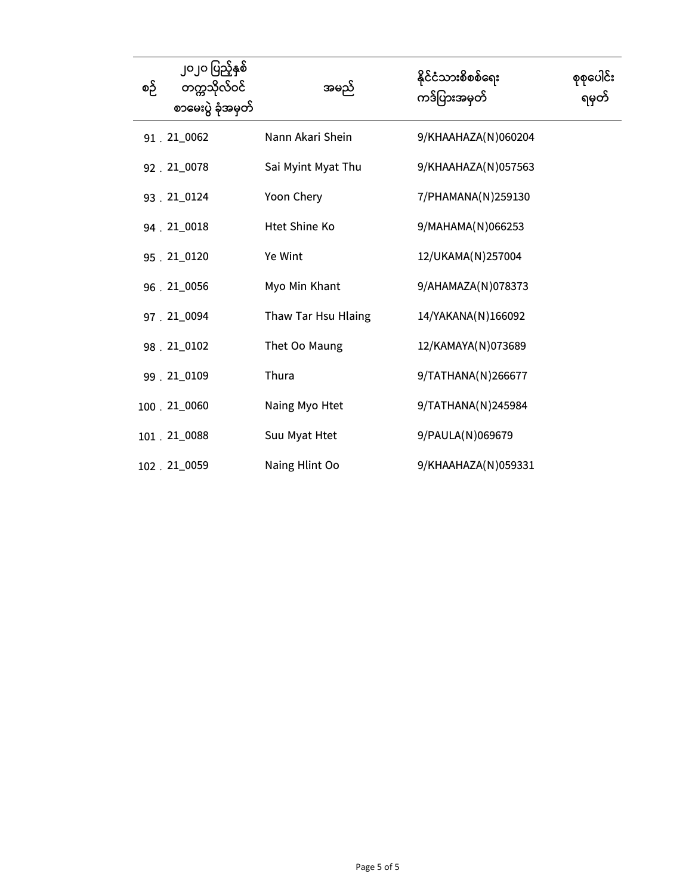| စဉ် | ၂၀၂၀ ပြည့်နှစ် တက္ကသိုလ်ဝင် စာမေးပွဲ ခုံအမှတ် | အမည် | နိုင်ငံသားစိစစ်ရေး ကဒ်ပြားအမှတ် | စုစုပေါင်း ရမှတ် |
|---|---|---|---|---|
| 91 . | 21_0062 | Nann Akari Shein | 9/KHAAHAZA(N)060204 | |
| 92 . | 21_0078 | Sai Myint Myat Thu | 9/KHAAHAZA(N)057563 | |
| 93 . | 21_0124 | Yoon Chery | 7/PHAMANA(N)259130 | |
| 94 . | 21_0018 | Htet Shine Ko | 9/MAHAMA(N)066253 | |
| 95 . | 21_0120 | Ye Wint | 12/UKAMA(N)257004 | |
| 96 . | 21_0056 | Myo Min Khant | 9/AHAMAZA(N)078373 | |
| 97 . | 21_0094 | Thaw Tar Hsu Hlaing | 14/YAKANA(N)166092 | |
| 98 . | 21_0102 | Thet Oo Maung | 12/KAMAYA(N)073689 | |
| 99 . | 21_0109 | Thura | 9/TATHANA(N)266677 | |
| 100 . | 21_0060 | Naing Myo Htet | 9/TATHANA(N)245984 | |
| 101 . | 21_0088 | Suu Myat Htet | 9/PAULA(N)069679 | |
| 102 . | 21_0059 | Naing Hlint Oo | 9/KHAAHAZA(N)059331 | |